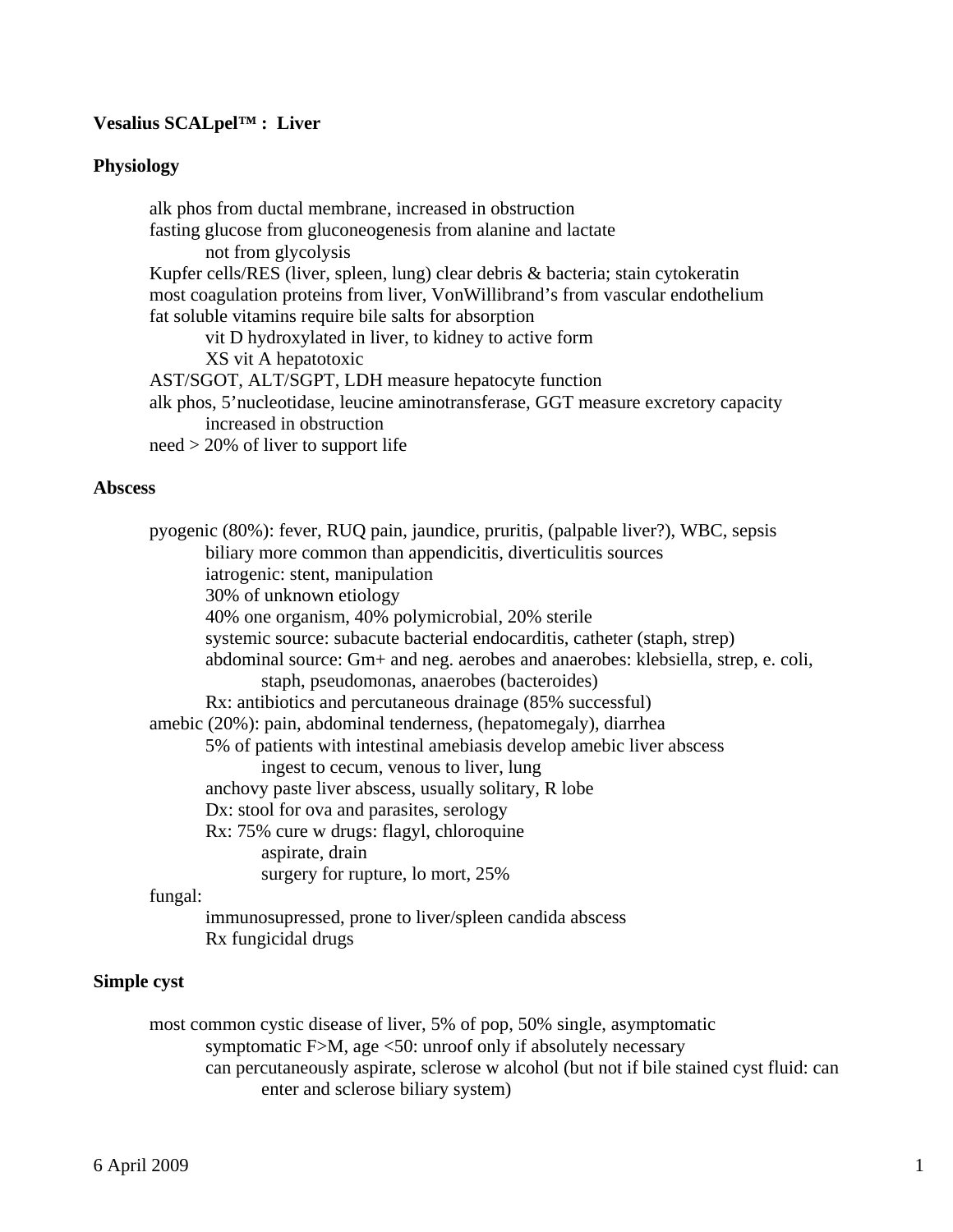**Vesalius SCALpel™ : Liver**

**Physiology**

- alk phos from ductal membrane, increased in obstruction
- fasting glucose from gluconeogenesis from alanine and lactate
  - not from glycolysis
- Kupfer cells/RES (liver, spleen, lung) clear debris & bacteria; stain cytokeratin
- most coagulation proteins from liver, VonWillibrand's from vascular endothelium
- fat soluble vitamins require bile salts for absorption
  - vit D hydroxylated in liver, to kidney to active form
  - XS vit A hepatotoxic
- AST/SGOT, ALT/SGPT, LDH measure hepatocyte function
- alk phos, 5'nucleotidase, leucine aminotransferase, GGT measure excretory capacity
  - increased in obstruction
- need > 20% of liver to support life

**Abscess**

- pyogenic (80%): fever, RUQ pain, jaundice, pruritis, (palpable liver?), WBC, sepsis
  - biliary more common than appendicitis, diverticulitis sources
  - iatrogenic: stent, manipulation
  - 30% of unknown etiology
  - 40% one organism, 40% polymicrobial, 20% sterile
  - systemic source: subacute bacterial endocarditis, catheter (staph, strep)
  - abdominal source: Gm+ and neg. aerobes and anaerobes: klebsiella, strep, e. coli, staph, pseudomonas, anaerobes (bacteroides)
  - Rx: antibiotics and percutaneous drainage (85% successful)
- amebic (20%): pain, abdominal tenderness, (hepatomegaly), diarrhea
  - 5% of patients with intestinal amebiasis develop amebic liver abscess
    - ingest to cecum, venous to liver, lung
  - anchovy paste liver abscess, usually solitary, R lobe
  - Dx: stool for ova and parasites, serology
  - Rx: 75% cure w drugs: flagyl, chloroquine
    - aspirate, drain
    - surgery for rupture, lo mort, 25%
- fungal:
  - immunosupressed, prone to liver/spleen candida abscess
  - Rx fungicidal drugs

**Simple cyst**

- most common cystic disease of liver, 5% of pop, 50% single, asymptomatic
  - symptomatic F>M, age <50: unroof only if absolutely necessary
  - can percutaneously aspirate, sclerose w alcohol (but not if bile stained cyst fluid: can enter and sclerose biliary system)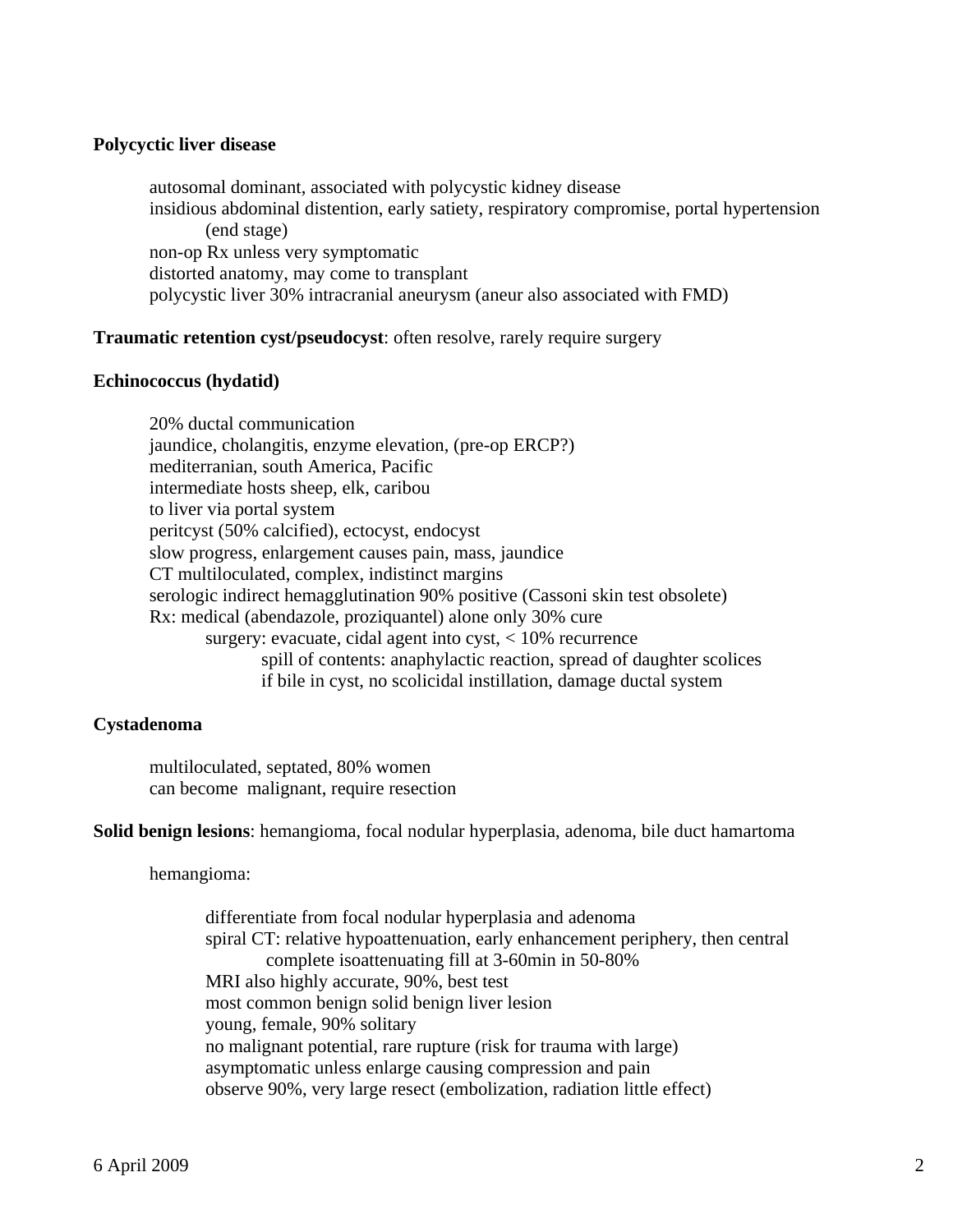**Polycyctic liver disease**

autosomal dominant, associated with polycystic kidney disease
insidious abdominal distention, early satiety, respiratory compromise, portal hypertension (end stage)
non-op Rx unless very symptomatic
distorted anatomy, may come to transplant
polycystic liver 30% intracranial aneurysm (aneur also associated with FMD)

**Traumatic retention cyst/pseudocyst**: often resolve, rarely require surgery

**Echinococcus (hydatid)**

20% ductal communication
jaundice, cholangitis, enzyme elevation, (pre-op ERCP?)
mediterranian, south America, Pacific
intermediate hosts sheep, elk, caribou
to liver via portal system
peritcyst (50% calcified), ectocyst, endocyst
slow progress, enlargement causes pain, mass, jaundice
CT multiloculated, complex, indistinct margins
serologic indirect hemagglutination 90% positive (Cassoni skin test obsolete)
Rx: medical (abendazole, proziquantel) alone only 30% cure
- surgery: evacuate, cidal agent into cyst, < 10% recurrence
  - spill of contents: anaphylactic reaction, spread of daughter scolices
  - if bile in cyst, no scolicidal instillation, damage ductal system

**Cystadenoma**

multiloculated, septated, 80% women
can become malignant, require resection

**Solid benign lesions**: hemangioma, focal nodular hyperplasia, adenoma, bile duct hamartoma

hemangioma:

- differentiate from focal nodular hyperplasia and adenoma
- spiral CT: relative hypoattenuation, early enhancement periphery, then central complete isoattenuating fill at 3-60min in 50-80%
- MRI also highly accurate, 90%, best test
- most common benign solid benign liver lesion
- young, female, 90% solitary
- no malignant potential, rare rupture (risk for trauma with large)
- asymptomatic unless enlarge causing compression and pain
- observe 90%, very large resect (embolization, radiation little effect)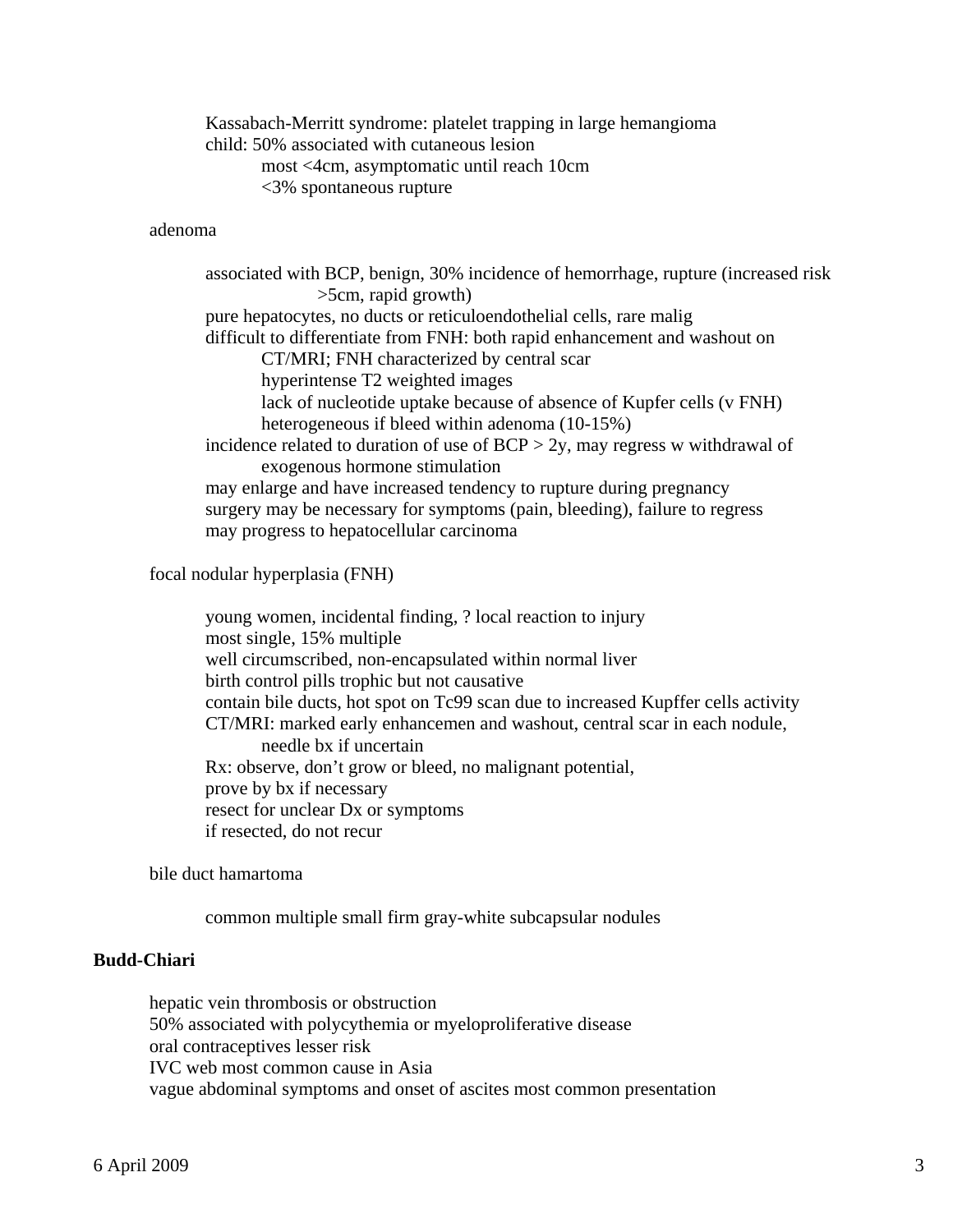Kassabach-Merritt syndrome: platelet trapping in large hemangioma
child: 50% associated with cutaneous lesion
most <4cm, asymptomatic until reach 10cm
<3% spontaneous rupture

adenoma

associated with BCP, benign, 30% incidence of hemorrhage, rupture (increased risk >5cm, rapid growth)
pure hepatocytes, no ducts or reticuloendothelial cells, rare malig
difficult to differentiate from FNH: both rapid enhancement and washout on CT/MRI; FNH characterized by central scar
hyperintense T2 weighted images
lack of nucleotide uptake because of absence of Kupfer cells (v FNH)
heterogeneous if bleed within adenoma (10-15%)
incidence related to duration of use of BCP > 2y, may regress w withdrawal of exogenous hormone stimulation
may enlarge and have increased tendency to rupture during pregnancy
surgery may be necessary for symptoms (pain, bleeding), failure to regress
may progress to hepatocellular carcinoma

focal nodular hyperplasia (FNH)

young women, incidental finding, ? local reaction to injury
most single, 15% multiple
well circumscribed, non-encapsulated within normal liver
birth control pills trophic but not causative
contain bile ducts, hot spot on Tc99 scan due to increased Kupffer cells activity
CT/MRI: marked early enhancemen and washout, central scar in each nodule, needle bx if uncertain
Rx: observe, don't grow or bleed, no malignant potential,
prove by bx if necessary
resect for unclear Dx or symptoms
if resected, do not recur

bile duct hamartoma

common multiple small firm gray-white subcapsular nodules

**Budd-Chiari**

hepatic vein thrombosis or obstruction
50% associated with polycythemia or myeloproliferative disease
oral contraceptives lesser risk
IVC web most common cause in Asia
vague abdominal symptoms and onset of ascites most common presentation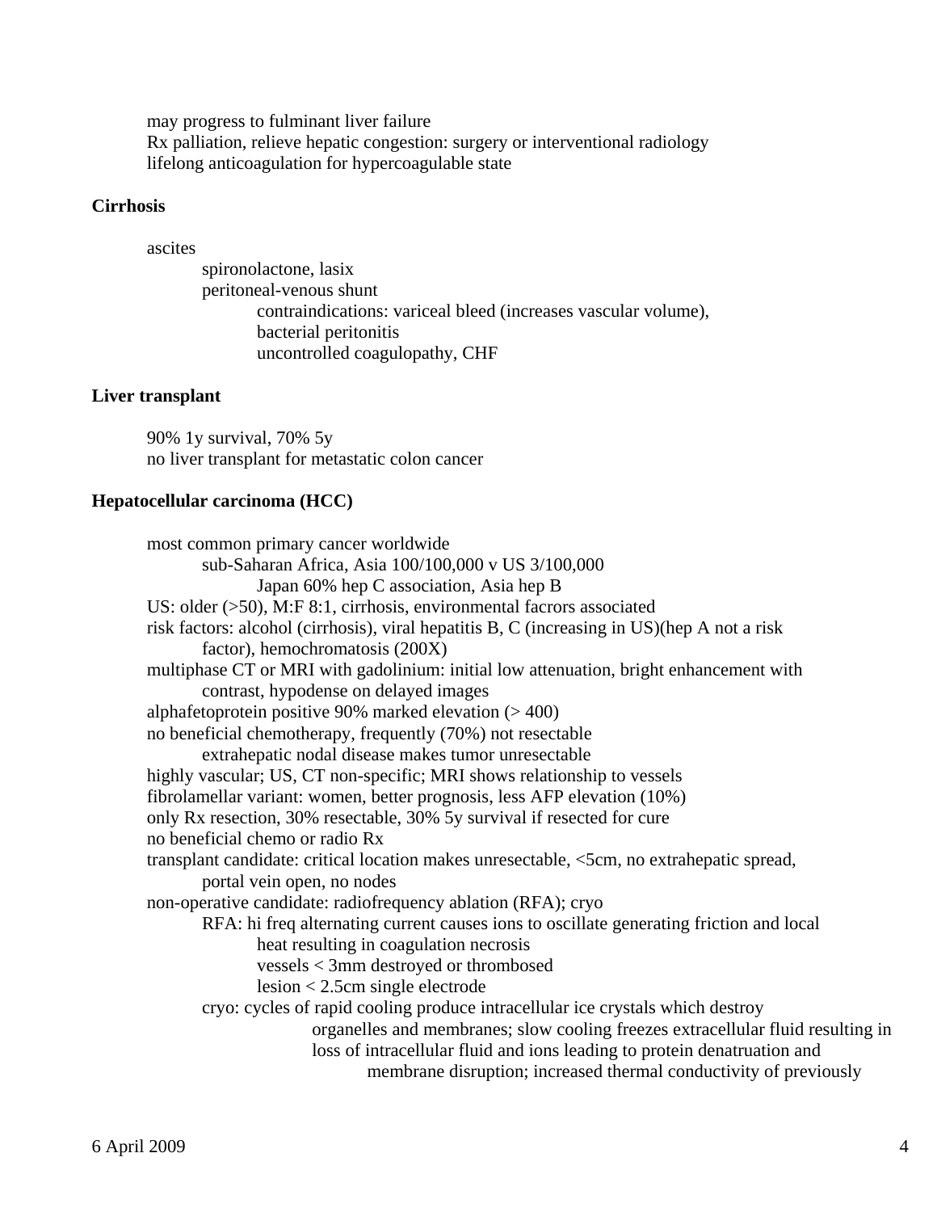- may progress to fulminant liver failure
- Rx palliation, relieve hepatic congestion: surgery or interventional radiology
- lifelong anticoagulation for hypercoagulable state

**Cirrhosis**

- ascites
  - spironolactone, lasix
  - peritoneal-venous shunt
    - contraindications: variceal bleed (increases vascular volume),
    - bacterial peritonitis
    - uncontrolled coagulopathy, CHF

**Liver transplant**

- 90% 1y survival, 70% 5y
- no liver transplant for metastatic colon cancer

**Hepatocellular carcinoma (HCC)**

- most common primary cancer worldwide
  - sub-Saharan Africa, Asia 100/100,000 v US 3/100,000
    - Japan 60% hep C association, Asia hep B
- US: older (>50), M:F 8:1, cirrhosis, environmental facrors associated
- risk factors: alcohol (cirrhosis), viral hepatitis B, C (increasing in US)(hep A not a risk factor), hemochromatosis (200X)
- multiphase CT or MRI with gadolinium: initial low attenuation, bright enhancement with contrast, hypodense on delayed images
- alphafetoprotein positive 90% marked elevation (> 400)
- no beneficial chemotherapy, frequently (70%) not resectable
  - extrahepatic nodal disease makes tumor unresectable
- highly vascular; US, CT non-specific; MRI shows relationship to vessels
- fibrolamellar variant: women, better prognosis, less AFP elevation (10%)
- only Rx resection, 30% resectable, 30% 5y survival if resected for cure
- no beneficial chemo or radio Rx
- transplant candidate: critical location makes unresectable, <5cm, no extrahepatic spread, portal vein open, no nodes
- non-operative candidate: radiofrequency ablation (RFA); cryo
  - RFA: hi freq alternating current causes ions to oscillate generating friction and local heat resulting in coagulation necrosis
    - vessels < 3mm destroyed or thrombosed
    - lesion < 2.5cm single electrode
  - cryo: cycles of rapid cooling produce intracellular ice crystals which destroy
    - organelles and membranes; slow cooling freezes extracellular fluid resulting in loss of intracellular fluid and ions leading to protein denatruation and
      - membrane disruption; increased thermal conductivity of previously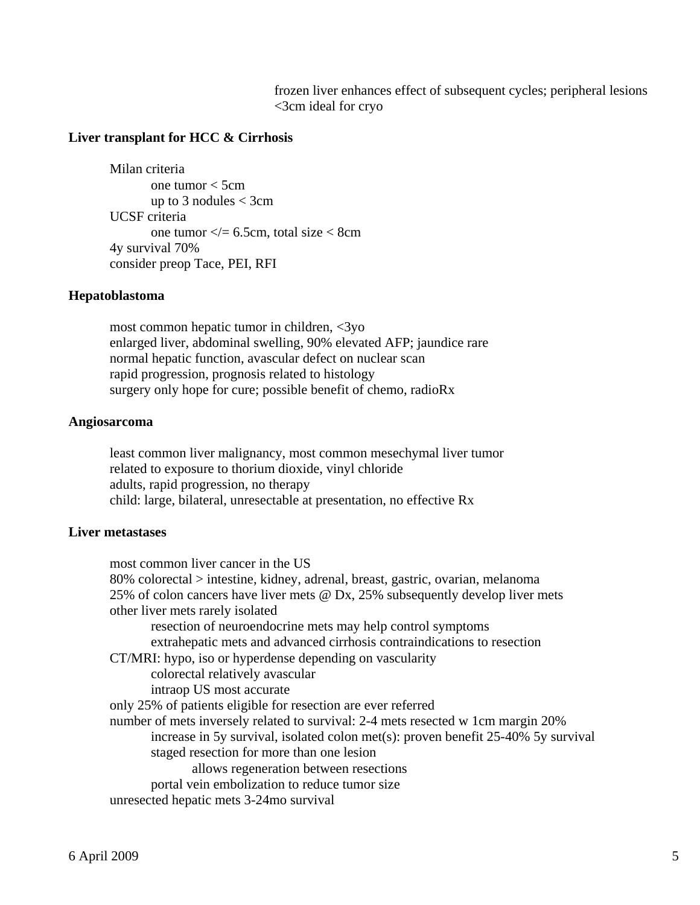frozen liver enhances effect of subsequent cycles; peripheral lesions <3cm ideal for cryo

**Liver transplant for HCC & Cirrhosis**

- Milan criteria
  - one tumor < 5cm
  - up to 3 nodules < 3cm
- UCSF criteria
  - one tumor </= 6.5cm, total size < 8cm
- 4y survival 70%
- consider preop Tace, PEI, RFI

**Hepatoblastoma**

- most common hepatic tumor in children, <3yo
- enlarged liver, abdominal swelling, 90% elevated AFP; jaundice rare
- normal hepatic function, avascular defect on nuclear scan
- rapid progression, prognosis related to histology
- surgery only hope for cure; possible benefit of chemo, radioRx

**Angiosarcoma**

- least common liver malignancy, most common mesechymal liver tumor
- related to exposure to thorium dioxide, vinyl chloride
- adults, rapid progression, no therapy
- child: large, bilateral, unresectable at presentation, no effective Rx

**Liver metastases**

- most common liver cancer in the US
- 80% colorectal > intestine, kidney, adrenal, breast, gastric, ovarian, melanoma
- 25% of colon cancers have liver mets @ Dx, 25% subsequently develop liver mets
- other liver mets rarely isolated
  - resection of neuroendocrine mets may help control symptoms
  - extrahepatic mets and advanced cirrhosis contraindications to resection
- CT/MRI: hypo, iso or hyperdense depending on vascularity
  - colorectal relatively avascular
  - intraop US most accurate
- only 25% of patients eligible for resection are ever referred
- number of mets inversely related to survival: 2-4 mets resected w 1cm margin 20%
  - increase in 5y survival, isolated colon met(s): proven benefit 25-40% 5y survival
  - staged resection for more than one lesion
    - allows regeneration between resections
  - portal vein embolization to reduce tumor size
- unresected hepatic mets 3-24mo survival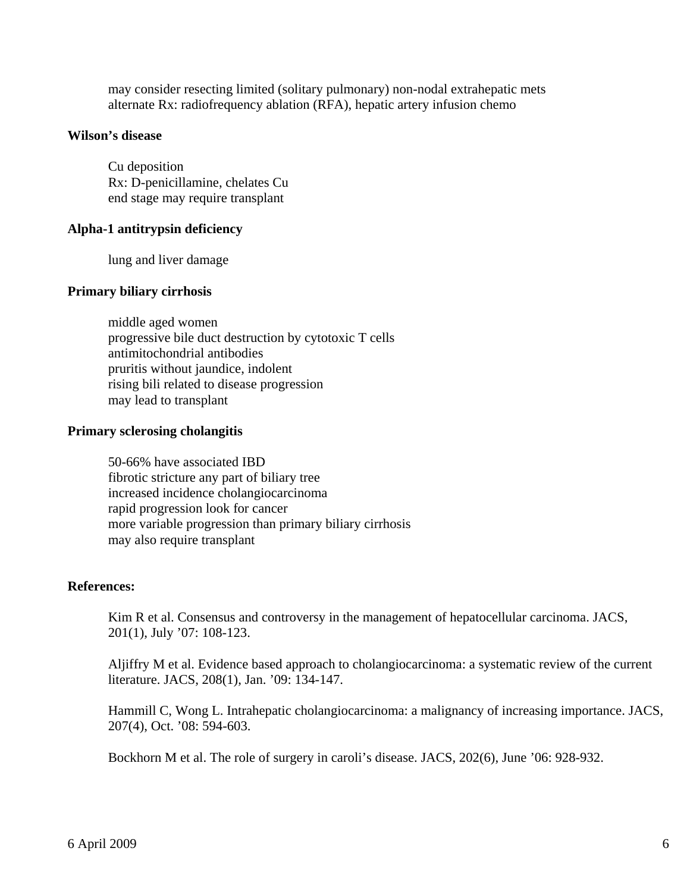may consider resecting limited (solitary pulmonary) non-nodal extrahepatic mets
alternate Rx: radiofrequency ablation (RFA), hepatic artery infusion chemo

**Wilson's disease**

Cu deposition
Rx: D-penicillamine, chelates Cu
end stage may require transplant

**Alpha-1 antitrypsin deficiency**

lung and liver damage

**Primary biliary cirrhosis**

middle aged women
progressive bile duct destruction by cytotoxic T cells
antimitochondrial antibodies
pruritis without jaundice, indolent
rising bili related to disease progression
may lead to transplant

**Primary sclerosing cholangitis**

50-66% have associated IBD
fibrotic stricture any part of biliary tree
increased incidence cholangiocarcinoma
rapid progression look for cancer
more variable progression than primary biliary cirrhosis
may also require transplant

**References:**

Kim R et al. Consensus and controversy in the management of hepatocellular carcinoma. JACS, 201(1), July '07: 108-123.

Aljiffry M et al. Evidence based approach to cholangiocarcinoma: a systematic review of the current literature. JACS, 208(1), Jan. '09: 134-147.

Hammill C, Wong L. Intrahepatic cholangiocarcinoma: a malignancy of increasing importance. JACS, 207(4), Oct. '08: 594-603.

Bockhorn M et al. The role of surgery in caroli's disease. JACS, 202(6), June '06: 928-932.